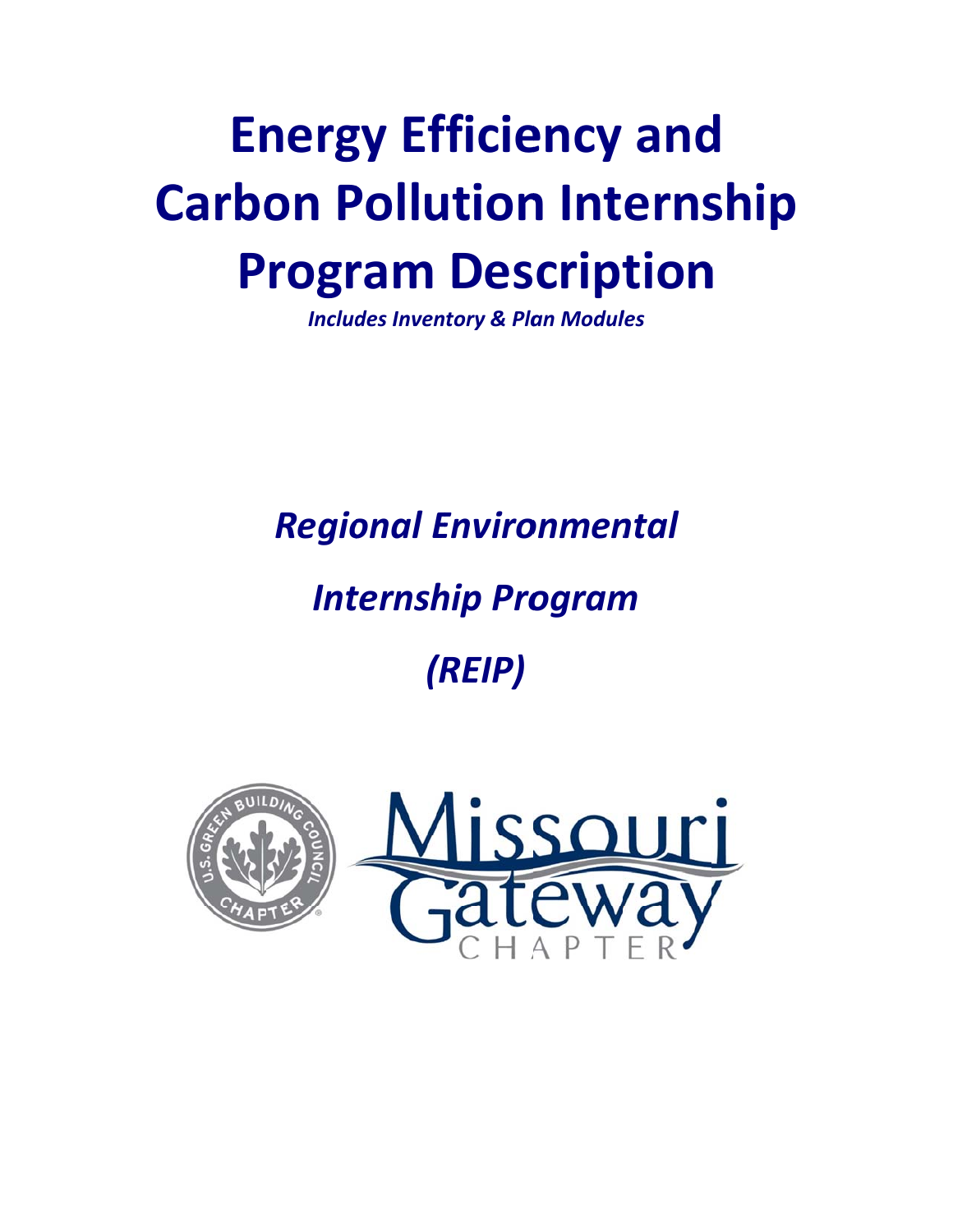# Energy Efficiency and Carbon Pollution Internship Program Description

***Includes Inventory & Plan Modules***

## *Regional Environmental Internship Program (REIP)*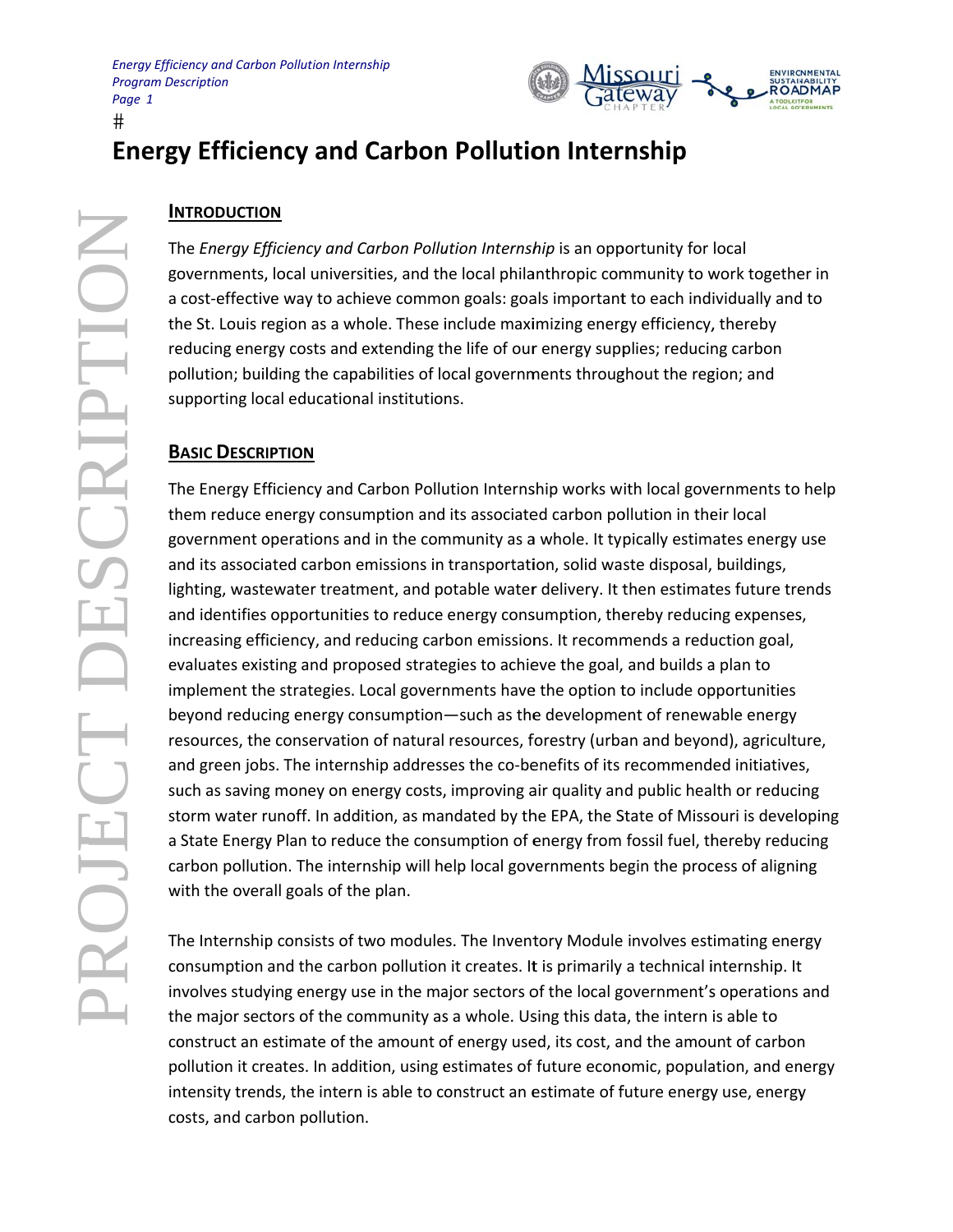# Energy Efficiency and Carbon Pollution Internship

## Introduction

The *Energy Efficiency and Carbon Pollution Internship* is an opportunity for local governments, local universities, and the local philanthropic community to work together in a cost-effective way to achieve common goals: goals important to each individually and to the St. Louis region as a whole. These include maximizing energy efficiency, thereby reducing energy costs and extending the life of our energy supplies; reducing carbon pollution; building the capabilities of local governments throughout the region; and supporting local educational institutions.

## Basic Description

The Energy Efficiency and Carbon Pollution Internship works with local governments to help them reduce energy consumption and its associated carbon pollution in their local government operations and in the community as a whole. It typically estimates energy use and its associated carbon emissions in transportation, solid waste disposal, buildings, lighting, wastewater treatment, and potable water delivery. It then estimates future trends and identifies opportunities to reduce energy consumption, thereby reducing expenses, increasing efficiency, and reducing carbon emissions. It recommends a reduction goal, evaluates existing and proposed strategies to achieve the goal, and builds a plan to implement the strategies. Local governments have the option to include opportunities beyond reducing energy consumption—such as the development of renewable energy resources, the conservation of natural resources, forestry (urban and beyond), agriculture, and green jobs. The internship addresses the co-benefits of its recommended initiatives, such as saving money on energy costs, improving air quality and public health or reducing storm water runoff. In addition, as mandated by the EPA, the State of Missouri is developing a State Energy Plan to reduce the consumption of energy from fossil fuel, thereby reducing carbon pollution. The internship will help local governments begin the process of aligning with the overall goals of the plan.

The Internship consists of two modules. The Inventory Module involves estimating energy consumption and the carbon pollution it creates. It is primarily a technical internship. It involves studying energy use in the major sectors of the local government's operations and the major sectors of the community as a whole. Using this data, the intern is able to construct an estimate of the amount of energy used, its cost, and the amount of carbon pollution it creates. In addition, using estimates of future economic, population, and energy intensity trends, the intern is able to construct an estimate of future energy use, energy costs, and carbon pollution.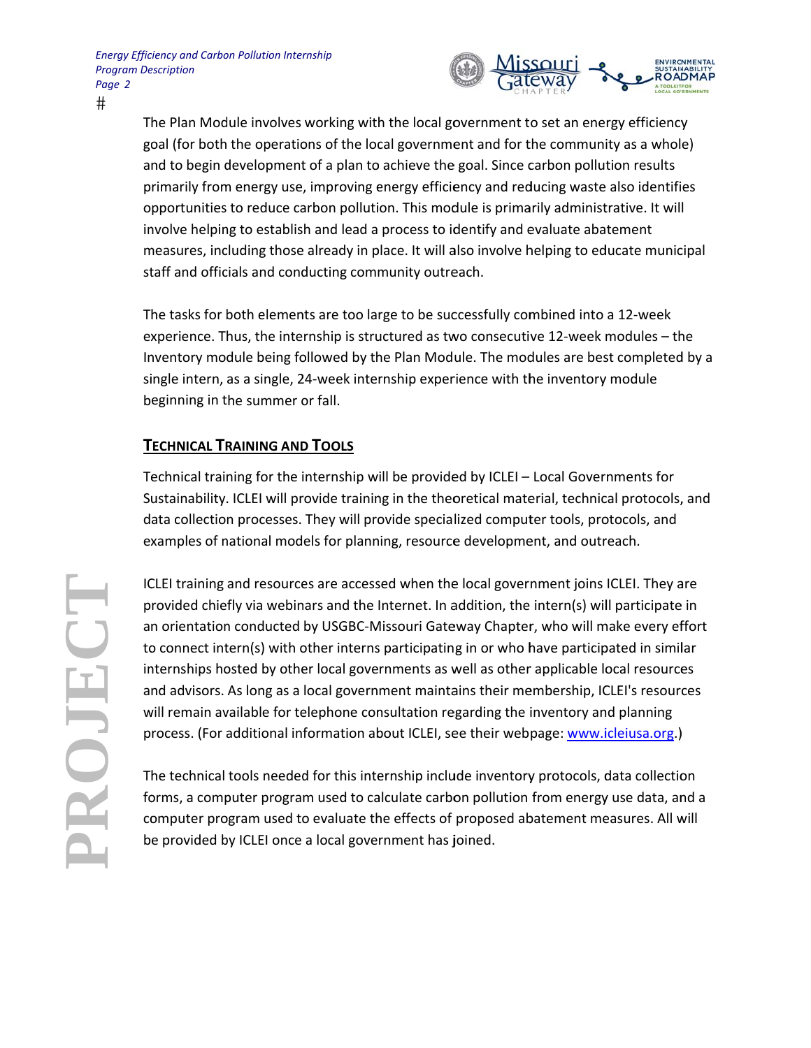The Plan Module involves working with the local government to set an energy efficiency goal (for both the operations of the local government and for the community as a whole) and to begin development of a plan to achieve the goal. Since carbon pollution results primarily from energy use, improving energy efficiency and reducing waste also identifies opportunities to reduce carbon pollution. This module is primarily administrative. It will involve helping to establish and lead a process to identify and evaluate abatement measures, including those already in place. It will also involve helping to educate municipal staff and officials and conducting community outreach.

The tasks for both elements are too large to be successfully combined into a 12-week experience. Thus, the internship is structured as two consecutive 12-week modules – the Inventory module being followed by the Plan Module. The modules are best completed by a single intern, as a single, 24-week internship experience with the inventory module beginning in the summer or fall.

## TECHNICAL TRAINING AND TOOLS

Technical training for the internship will be provided by ICLEI – Local Governments for Sustainability. ICLEI will provide training in the theoretical material, technical protocols, and data collection processes. They will provide specialized computer tools, protocols, and examples of national models for planning, resource development, and outreach.

ICLEI training and resources are accessed when the local government joins ICLEI. They are provided chiefly via webinars and the Internet. In addition, the intern(s) will participate in an orientation conducted by USGBC-Missouri Gateway Chapter, who will make every effort to connect intern(s) with other interns participating in or who have participated in similar internships hosted by other local governments as well as other applicable local resources and advisors. As long as a local government maintains their membership, ICLEI's resources will remain available for telephone consultation regarding the inventory and planning process. (For additional information about ICLEI, see their webpage: www.icleiusa.org.)

The technical tools needed for this internship include inventory protocols, data collection forms, a computer program used to calculate carbon pollution from energy use data, and a computer program used to evaluate the effects of proposed abatement measures. All will be provided by ICLEI once a local government has joined.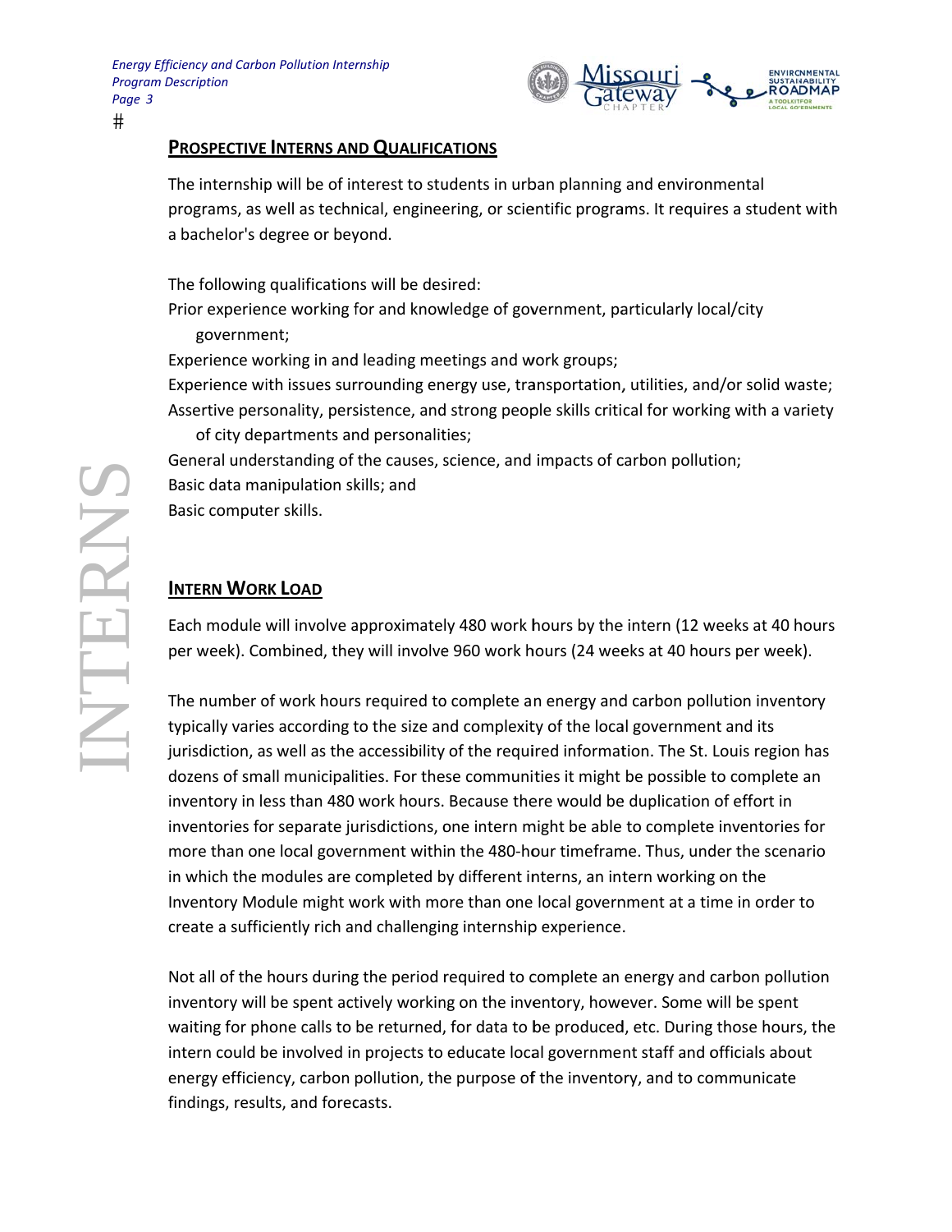## PROSPECTIVE INTERNS AND QUALIFICATIONS

The internship will be of interest to students in urban planning and environmental programs, as well as technical, engineering, or scientific programs. It requires a student with a bachelor's degree or beyond.

The following qualifications will be desired:

- Prior experience working for and knowledge of government, particularly local/city government;
- Experience working in and leading meetings and work groups;
- Experience with issues surrounding energy use, transportation, utilities, and/or solid waste;
- Assertive personality, persistence, and strong people skills critical for working with a variety of city departments and personalities;
- General understanding of the causes, science, and impacts of carbon pollution;
- Basic data manipulation skills; and
- Basic computer skills.

## INTERN WORK LOAD

Each module will involve approximately 480 work hours by the intern (12 weeks at 40 hours per week). Combined, they will involve 960 work hours (24 weeks at 40 hours per week).

The number of work hours required to complete an energy and carbon pollution inventory typically varies according to the size and complexity of the local government and its jurisdiction, as well as the accessibility of the required information. The St. Louis region has dozens of small municipalities. For these communities it might be possible to complete an inventory in less than 480 work hours. Because there would be duplication of effort in inventories for separate jurisdictions, one intern might be able to complete inventories for more than one local government within the 480-hour timeframe. Thus, under the scenario in which the modules are completed by different interns, an intern working on the Inventory Module might work with more than one local government at a time in order to create a sufficiently rich and challenging internship experience.

Not all of the hours during the period required to complete an energy and carbon pollution inventory will be spent actively working on the inventory, however. Some will be spent waiting for phone calls to be returned, for data to be produced, etc. During those hours, the intern could be involved in projects to educate local government staff and officials about energy efficiency, carbon pollution, the purpose of the inventory, and to communicate findings, results, and forecasts.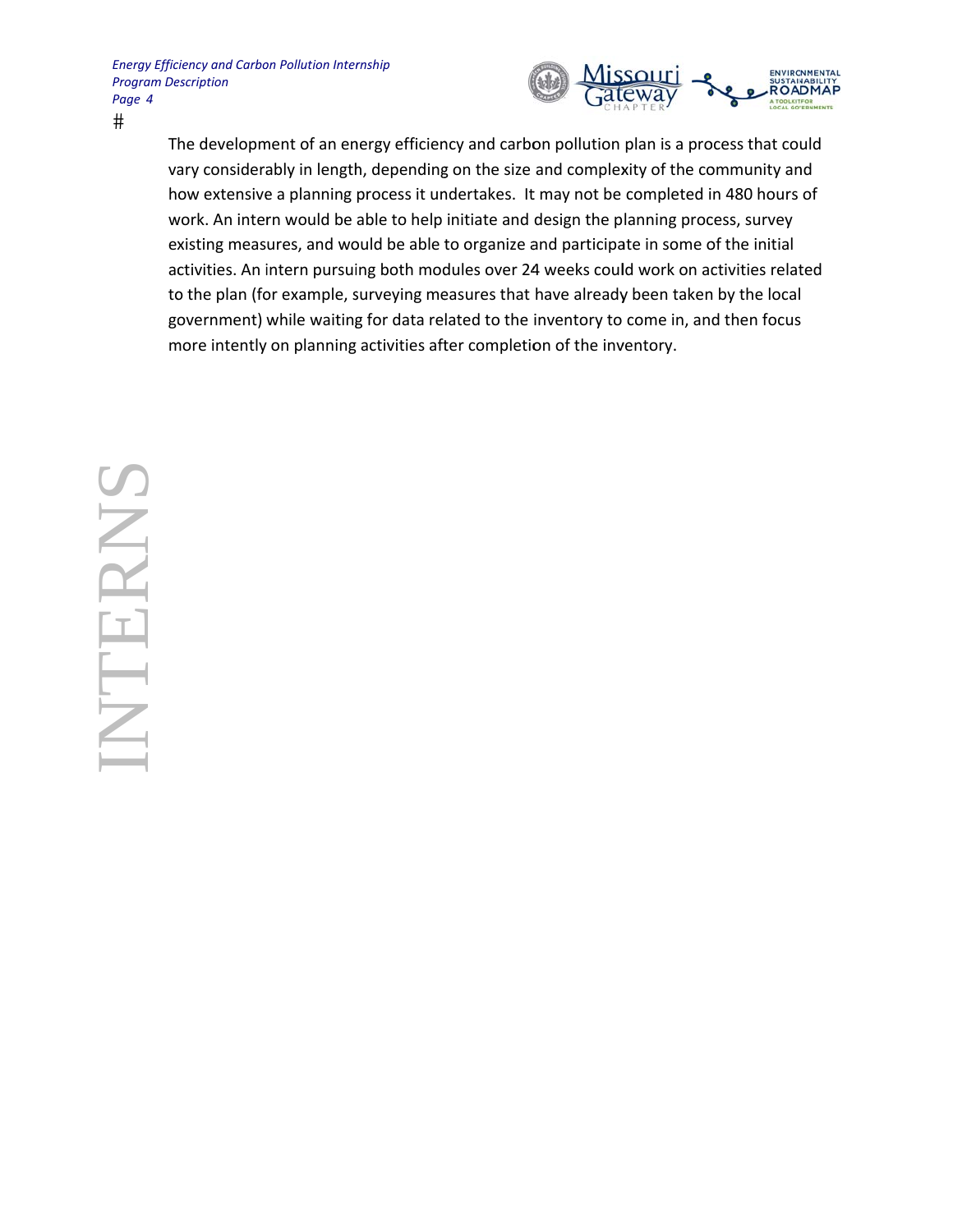The development of an energy efficiency and carbon pollution plan is a process that could vary considerably in length, depending on the size and complexity of the community and how extensive a planning process it undertakes. It may not be completed in 480 hours of work. An intern would be able to help initiate and design the planning process, survey existing measures, and would be able to organize and participate in some of the initial activities. An intern pursuing both modules over 24 weeks could work on activities related to the plan (for example, surveying measures that have already been taken by the local government) while waiting for data related to the inventory to come in, and then focus more intently on planning activities after completion of the inventory.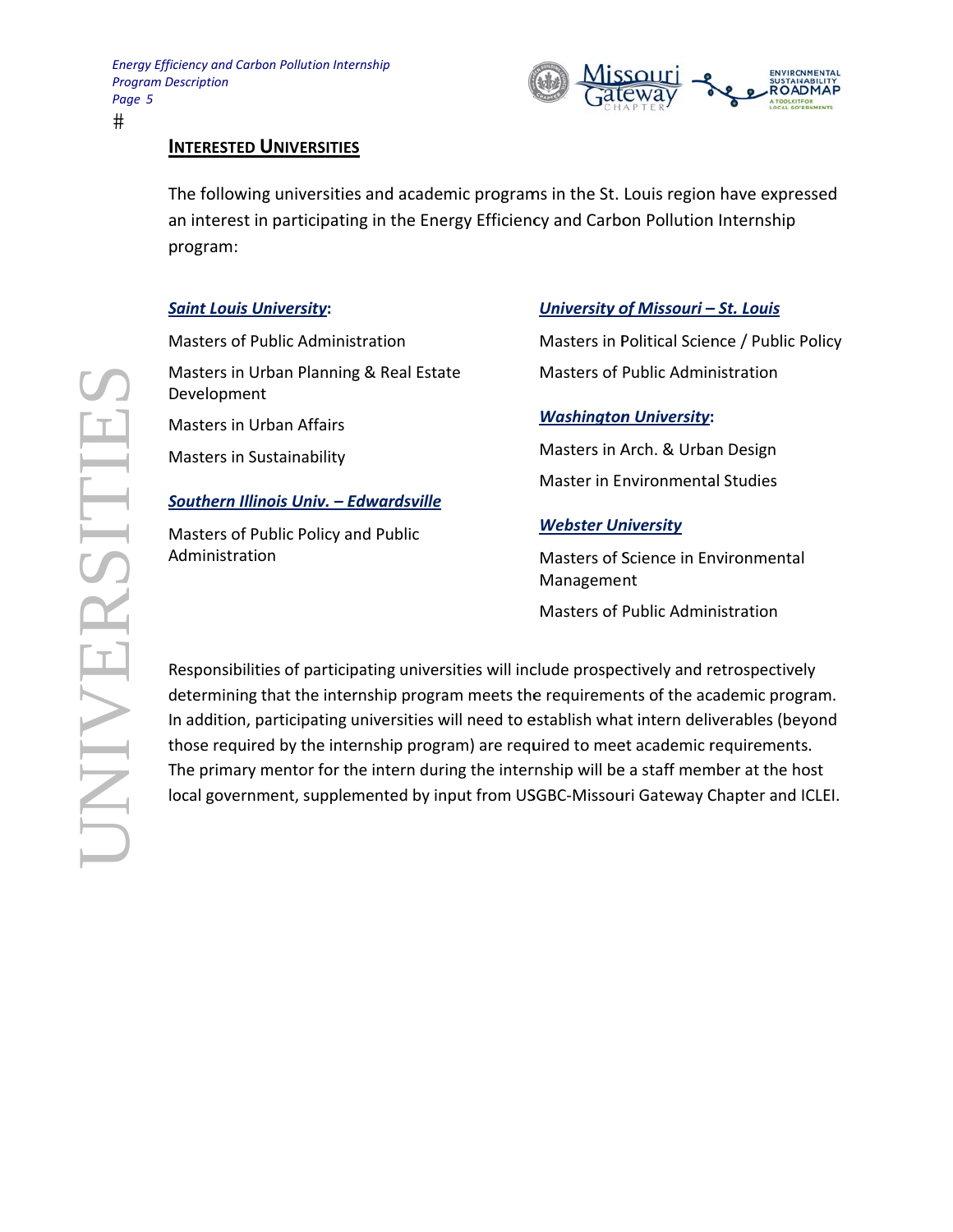## INTERESTED UNIVERSITIES

The following universities and academic programs in the St. Louis region have expressed an interest in participating in the Energy Efficiency and Carbon Pollution Internship program:

***Saint Louis University*:**

Masters of Public Administration

Masters in Urban Planning & Real Estate Development

Masters in Urban Affairs

Masters in Sustainability

***Southern Illinois Univ. – Edwardsville***

Masters of Public Policy and Public Administration

***University of Missouri – St. Louis***

Masters in Political Science / Public Policy

Masters of Public Administration

***Washington University*:**

Masters in Arch. & Urban Design

Master in Environmental Studies

***Webster University***

Masters of Science in Environmental Management

Masters of Public Administration

Responsibilities of participating universities will include prospectively and retrospectively determining that the internship program meets the requirements of the academic program. In addition, participating universities will need to establish what intern deliverables (beyond those required by the internship program) are required to meet academic requirements. The primary mentor for the intern during the internship will be a staff member at the host local government, supplemented by input from USGBC-Missouri Gateway Chapter and ICLEI.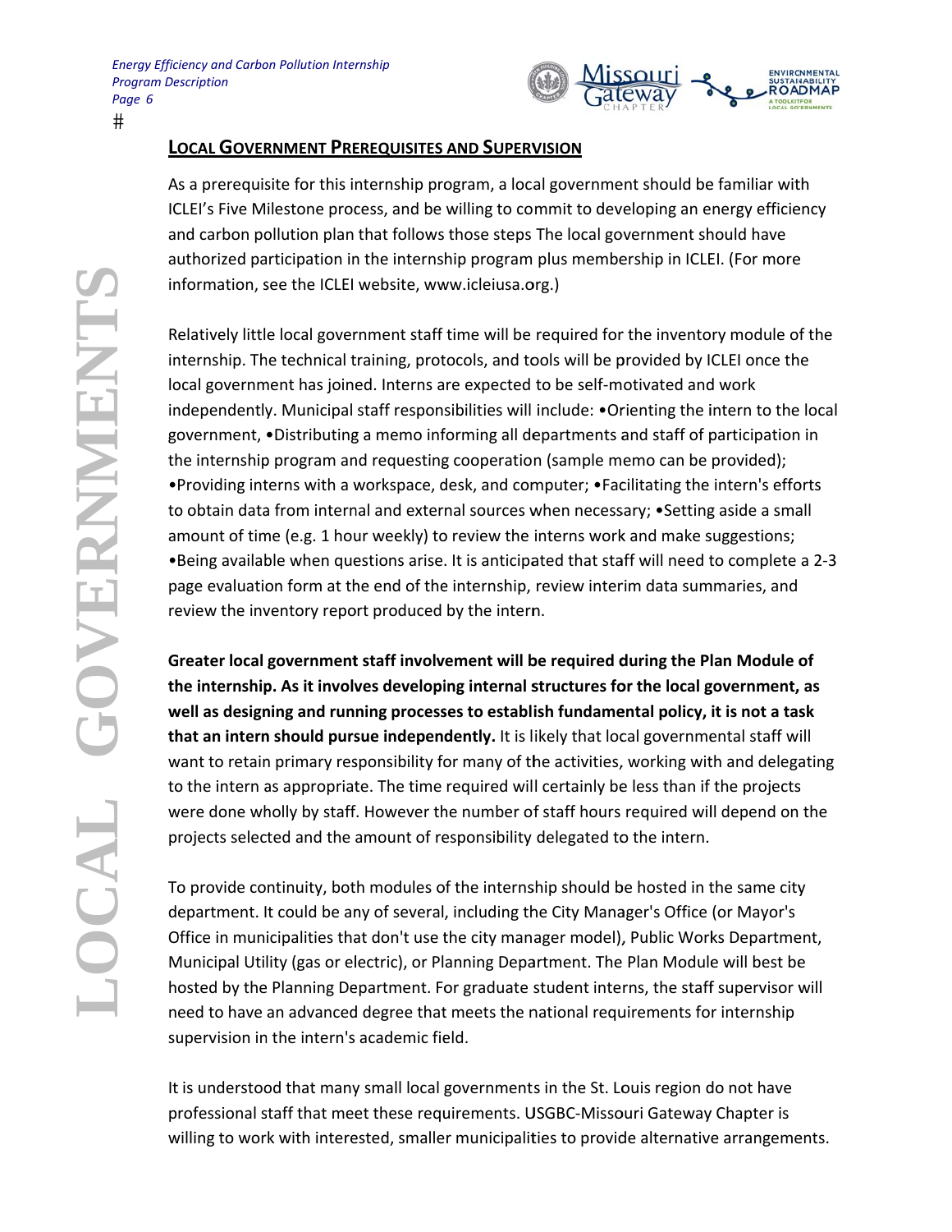## LOCAL GOVERNMENT PREREQUISITES AND SUPERVISION

As a prerequisite for this internship program, a local government should be familiar with ICLEI's Five Milestone process, and be willing to commit to developing an energy efficiency and carbon pollution plan that follows those steps The local government should have authorized participation in the internship program plus membership in ICLEI. (For more information, see the ICLEI website, www.icleiusa.org.)

Relatively little local government staff time will be required for the inventory module of the internship. The technical training, protocols, and tools will be provided by ICLEI once the local government has joined. Interns are expected to be self-motivated and work independently. Municipal staff responsibilities will include: •Orienting the intern to the local government, •Distributing a memo informing all departments and staff of participation in the internship program and requesting cooperation (sample memo can be provided); •Providing interns with a workspace, desk, and computer; •Facilitating the intern's efforts to obtain data from internal and external sources when necessary; •Setting aside a small amount of time (e.g. 1 hour weekly) to review the interns work and make suggestions; •Being available when questions arise. It is anticipated that staff will need to complete a 2-3 page evaluation form at the end of the internship, review interim data summaries, and review the inventory report produced by the intern.

**Greater local government staff involvement will be required during the Plan Module of the internship. As it involves developing internal structures for the local government, as well as designing and running processes to establish fundamental policy, it is not a task that an intern should pursue independently.** It is likely that local governmental staff will want to retain primary responsibility for many of the activities, working with and delegating to the intern as appropriate. The time required will certainly be less than if the projects were done wholly by staff. However the number of staff hours required will depend on the projects selected and the amount of responsibility delegated to the intern.

To provide continuity, both modules of the internship should be hosted in the same city department. It could be any of several, including the City Manager's Office (or Mayor's Office in municipalities that don't use the city manager model), Public Works Department, Municipal Utility (gas or electric), or Planning Department. The Plan Module will best be hosted by the Planning Department. For graduate student interns, the staff supervisor will need to have an advanced degree that meets the national requirements for internship supervision in the intern's academic field.

It is understood that many small local governments in the St. Louis region do not have professional staff that meet these requirements. USGBC-Missouri Gateway Chapter is willing to work with interested, smaller municipalities to provide alternative arrangements.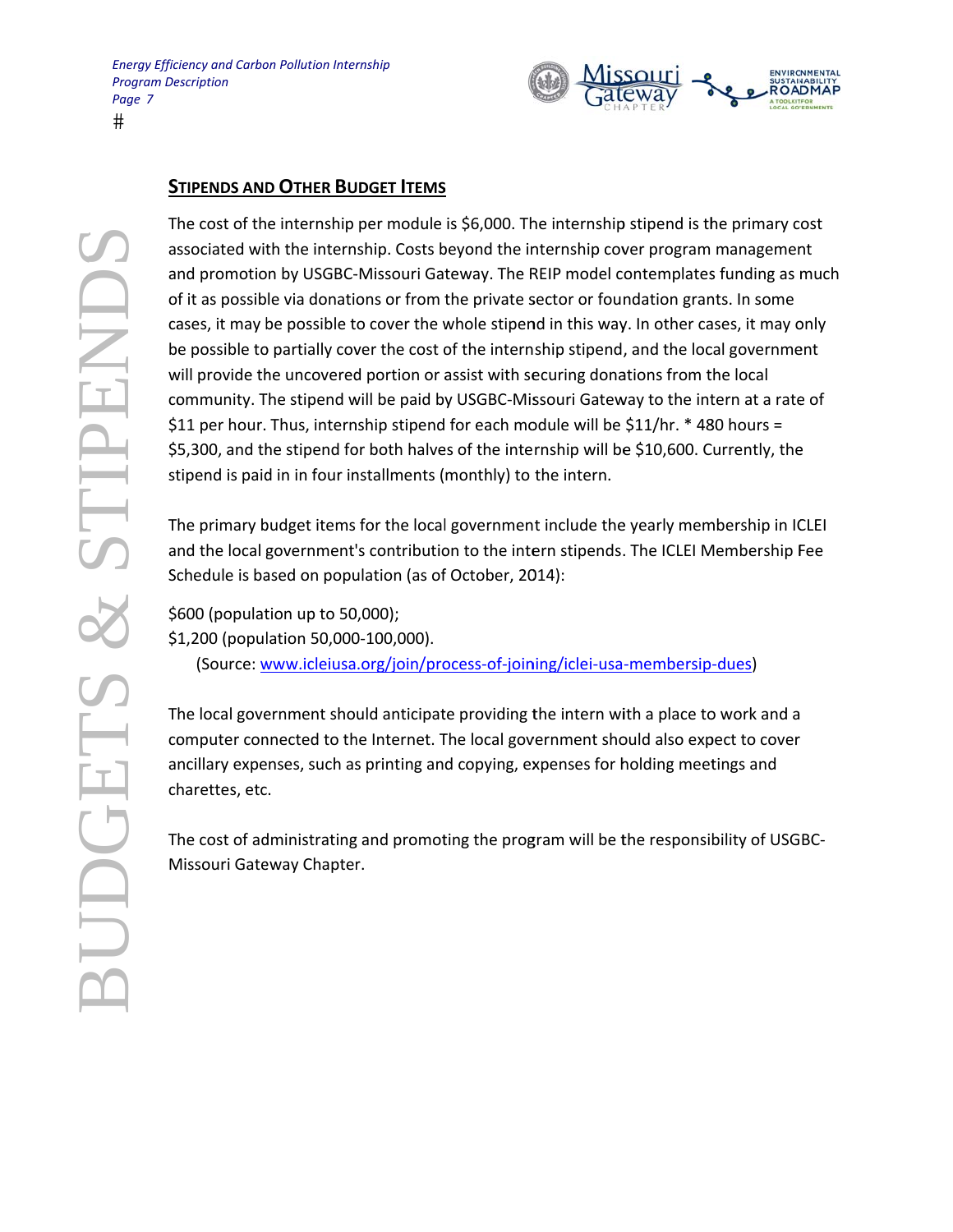## STIPENDS AND OTHER BUDGET ITEMS

The cost of the internship per module is $6,000. The internship stipend is the primary cost associated with the internship. Costs beyond the internship cover program management and promotion by USGBC-Missouri Gateway. The REIP model contemplates funding as much of it as possible via donations or from the private sector or foundation grants. In some cases, it may be possible to cover the whole stipend in this way. In other cases, it may only be possible to partially cover the cost of the internship stipend, and the local government will provide the uncovered portion or assist with securing donations from the local community. The stipend will be paid by USGBC-Missouri Gateway to the intern at a rate of $11 per hour. Thus, internship stipend for each module will be $11/hr. * 480 hours = $5,300, and the stipend for both halves of the internship will be $10,600. Currently, the stipend is paid in in four installments (monthly) to the intern.

The primary budget items for the local government include the yearly membership in ICLEI and the local government's contribution to the intern stipends. The ICLEI Membership Fee Schedule is based on population (as of October, 2014):

$600 (population up to 50,000);
$1,200 (population 50,000-100,000).
(Source: [www.icleiusa.org/join/process-of-joining/iclei-usa-membersip-dues](http://www.icleiusa.org/join/process-of-joining/iclei-usa-membersip-dues))

The local government should anticipate providing the intern with a place to work and a computer connected to the Internet. The local government should also expect to cover ancillary expenses, such as printing and copying, expenses for holding meetings and charettes, etc.

The cost of administrating and promoting the program will be the responsibility of USGBC-Missouri Gateway Chapter.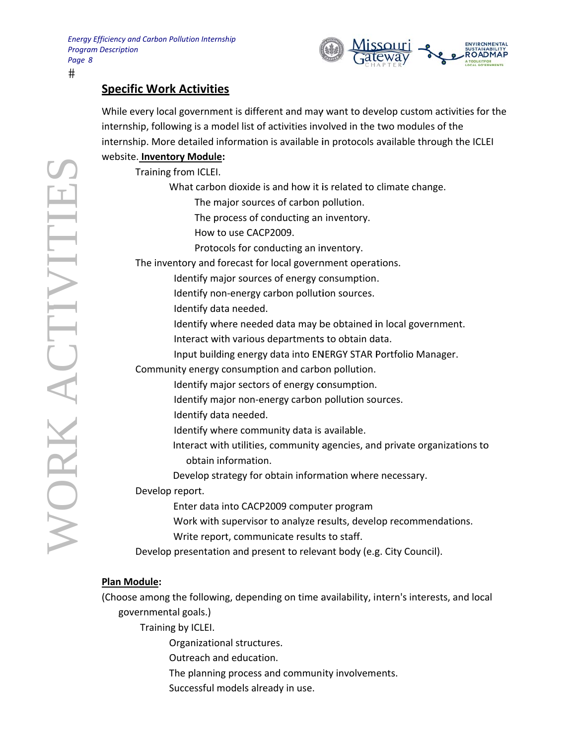#

## Specific Work Activities

While every local government is different and may want to develop custom activities for the internship, following is a model list of activities involved in the two modules of the internship. More detailed information is available in protocols available through the ICLEI website. **Inventory Module:**

- Training from ICLEI.
  - What carbon dioxide is and how it is related to climate change.
    - The major sources of carbon pollution.
    - The process of conducting an inventory.
    - How to use CACP2009.
    - Protocols for conducting an inventory.
- The inventory and forecast for local government operations.
  - Identify major sources of energy consumption.
  - Identify non-energy carbon pollution sources.
  - Identify data needed.
  - Identify where needed data may be obtained in local government.
  - Interact with various departments to obtain data.
  - Input building energy data into ENERGY STAR Portfolio Manager.
- Community energy consumption and carbon pollution.
  - Identify major sectors of energy consumption.
  - Identify major non-energy carbon pollution sources.
  - Identify data needed.
  - Identify where community data is available.
  - Interact with utilities, community agencies, and private organizations to obtain information.
  - Develop strategy for obtain information where necessary.
- Develop report.
  - Enter data into CACP2009 computer program
  - Work with supervisor to analyze results, develop recommendations.
  - Write report, communicate results to staff.
- Develop presentation and present to relevant body (e.g. City Council).

**Plan Module:**

(Choose among the following, depending on time availability, intern's interests, and local governmental goals.)

- Training by ICLEI.
  - Organizational structures.
  - Outreach and education.
  - The planning process and community involvements.
  - Successful models already in use.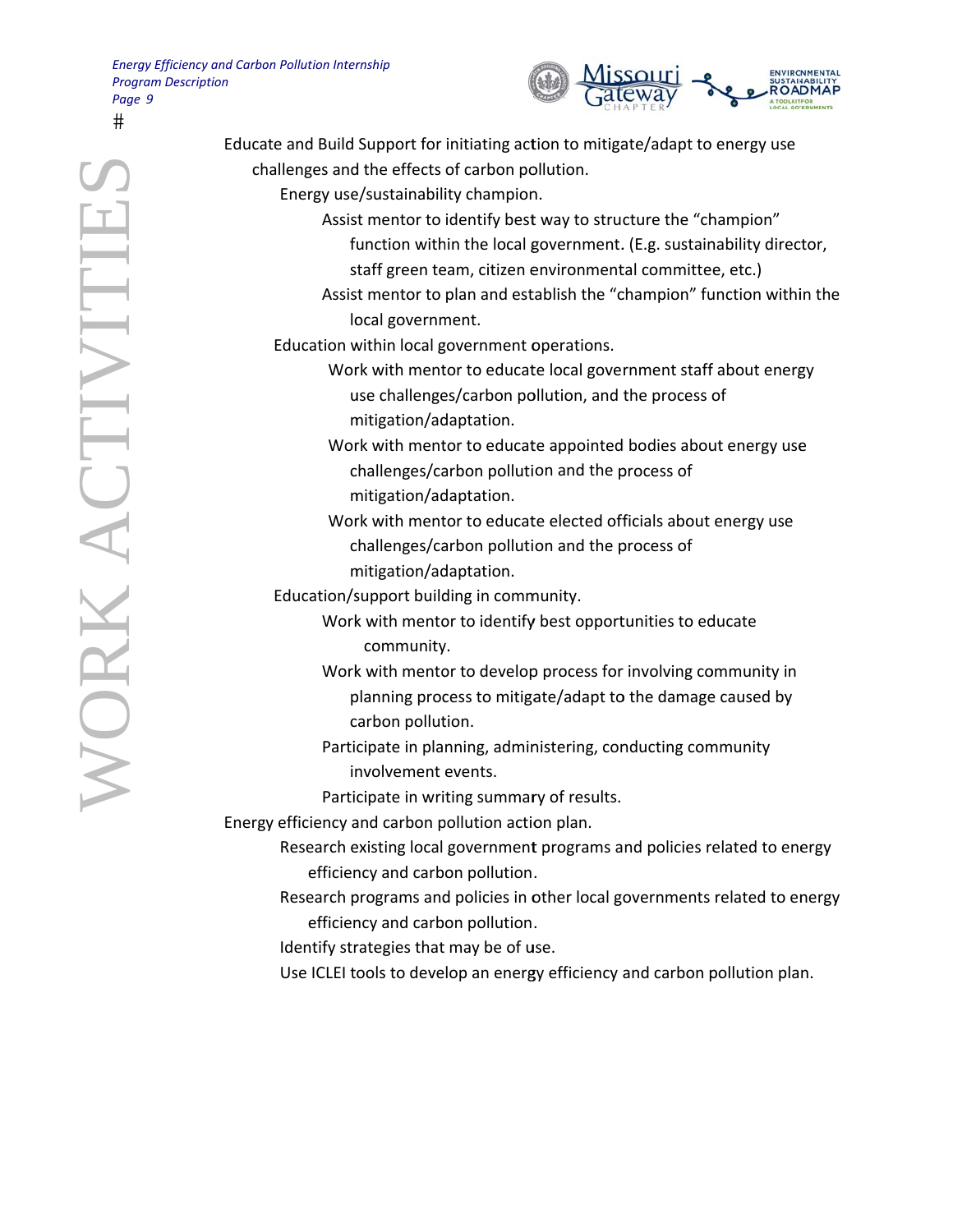Educate and Build Support for initiating action to mitigate/adapt to energy use challenges and the effects of carbon pollution.

- Energy use/sustainability champion.
  - Assist mentor to identify best way to structure the "champion" function within the local government. (E.g. sustainability director, staff green team, citizen environmental committee, etc.)
  - Assist mentor to plan and establish the "champion" function within the local government.
- Education within local government operations.
  - Work with mentor to educate local government staff about energy use challenges/carbon pollution, and the process of mitigation/adaptation.
  - Work with mentor to educate appointed bodies about energy use challenges/carbon pollution and the process of mitigation/adaptation.
  - Work with mentor to educate elected officials about energy use challenges/carbon pollution and the process of mitigation/adaptation.
- Education/support building in community.
  - Work with mentor to identify best opportunities to educate community.
  - Work with mentor to develop process for involving community in planning process to mitigate/adapt to the damage caused by carbon pollution.
  - Participate in planning, administering, conducting community involvement events.
  - Participate in writing summary of results.

Energy efficiency and carbon pollution action plan.

- Research existing local government programs and policies related to energy efficiency and carbon pollution.
- Research programs and policies in other local governments related to energy efficiency and carbon pollution.
- Identify strategies that may be of use.
- Use ICLEI tools to develop an energy efficiency and carbon pollution plan.